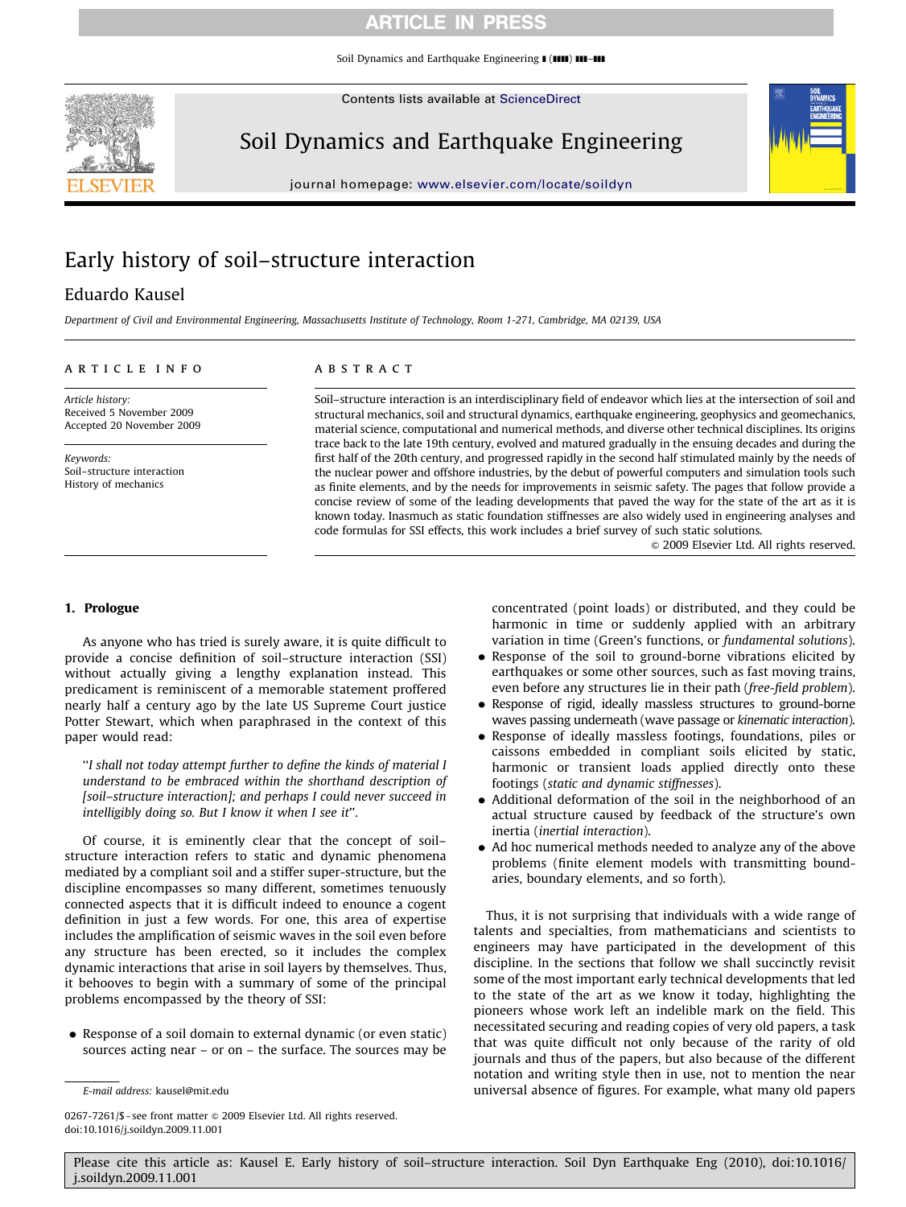# Early history of soil–structure interaction

Eduardo Kausel

*Department of Civil and Environmental Engineering, Massachusetts Institute of Technology, Room 1-271, Cambridge, MA 02139, USA*

## ARTICLE INFO

*Article history:*
Received 5 November 2009
Accepted 20 November 2009

*Keywords:*
Soil–structure interaction
History of mechanics

## ABSTRACT

Soil–structure interaction is an interdisciplinary field of endeavor which lies at the intersection of soil and structural mechanics, soil and structural dynamics, earthquake engineering, geophysics and geomechanics, material science, computational and numerical methods, and diverse other technical disciplines. Its origins trace back to the late 19th century, evolved and matured gradually in the ensuing decades and during the first half of the 20th century, and progressed rapidly in the second half stimulated mainly by the needs of the nuclear power and offshore industries, by the debut of powerful computers and simulation tools such as finite elements, and by the needs for improvements in seismic safety. The pages that follow provide a concise review of some of the leading developments that paved the way for the state of the art as it is known today. Inasmuch as static foundation stiffnesses are also widely used in engineering analyses and code formulas for SSI effects, this work includes a brief survey of such static solutions.

© 2009 Elsevier Ltd. All rights reserved.

## 1. Prologue

As anyone who has tried is surely aware, it is quite difficult to provide a concise definition of soil–structure interaction (SSI) without actually giving a lengthy explanation instead. This predicament is reminiscent of a memorable statement proffered nearly half a century ago by the late US Supreme Court justice Potter Stewart, which when paraphrased in the context of this paper would read:

> "*I shall not today attempt further to define the kinds of material I understand to be embraced within the shorthand description of [soil–structure interaction]; and perhaps I could never succeed in intelligibly doing so. But I know it when I see it*".

Of course, it is eminently clear that the concept of soil–structure interaction refers to static and dynamic phenomena mediated by a compliant soil and a stiffer super-structure, but the discipline encompasses so many different, sometimes tenuously connected aspects that it is difficult indeed to enounce a cogent definition in just a few words. For one, this area of expertise includes the amplification of seismic waves in the soil even before any structure has been erected, so it includes the complex dynamic interactions that arise in soil layers by themselves. Thus, it behooves to begin with a summary of some of the principal problems encompassed by the theory of SSI:

- Response of a soil domain to external dynamic (or even static) sources acting near – or on – the surface. The sources may be concentrated (point loads) or distributed, and they could be harmonic in time or suddenly applied with an arbitrary variation in time (Green's functions, or *fundamental solutions*).
- Response of the soil to ground-borne vibrations elicited by earthquakes or some other sources, such as fast moving trains, even before any structures lie in their path (*free-field problem*).
- Response of rigid, ideally massless structures to ground-borne waves passing underneath (wave passage or *kinematic interaction*).
- Response of ideally massless footings, foundations, piles or caissons embedded in compliant soils elicited by static, harmonic or transient loads applied directly onto these footings (*static and dynamic stiffnesses*).
- Additional deformation of the soil in the neighborhood of an actual structure caused by feedback of the structure's own inertia (*inertial interaction*).
- Ad hoc numerical methods needed to analyze any of the above problems (finite element models with transmitting boundaries, boundary elements, and so forth).

Thus, it is not surprising that individuals with a wide range of talents and specialties, from mathematicians and scientists to engineers may have participated in the development of this discipline. In the sections that follow we shall succinctly revisit some of the most important early technical developments that led to the state of the art as we know it today, highlighting the pioneers whose work left an indelible mark on the field. This necessitated securing and reading copies of very old papers, a task that was quite difficult not only because of the rarity of old journals and thus of the papers, but also because of the different notation and writing style then in use, not to mention the near universal absence of figures. For example, what many old papers

E-mail address: kausel@mit.edu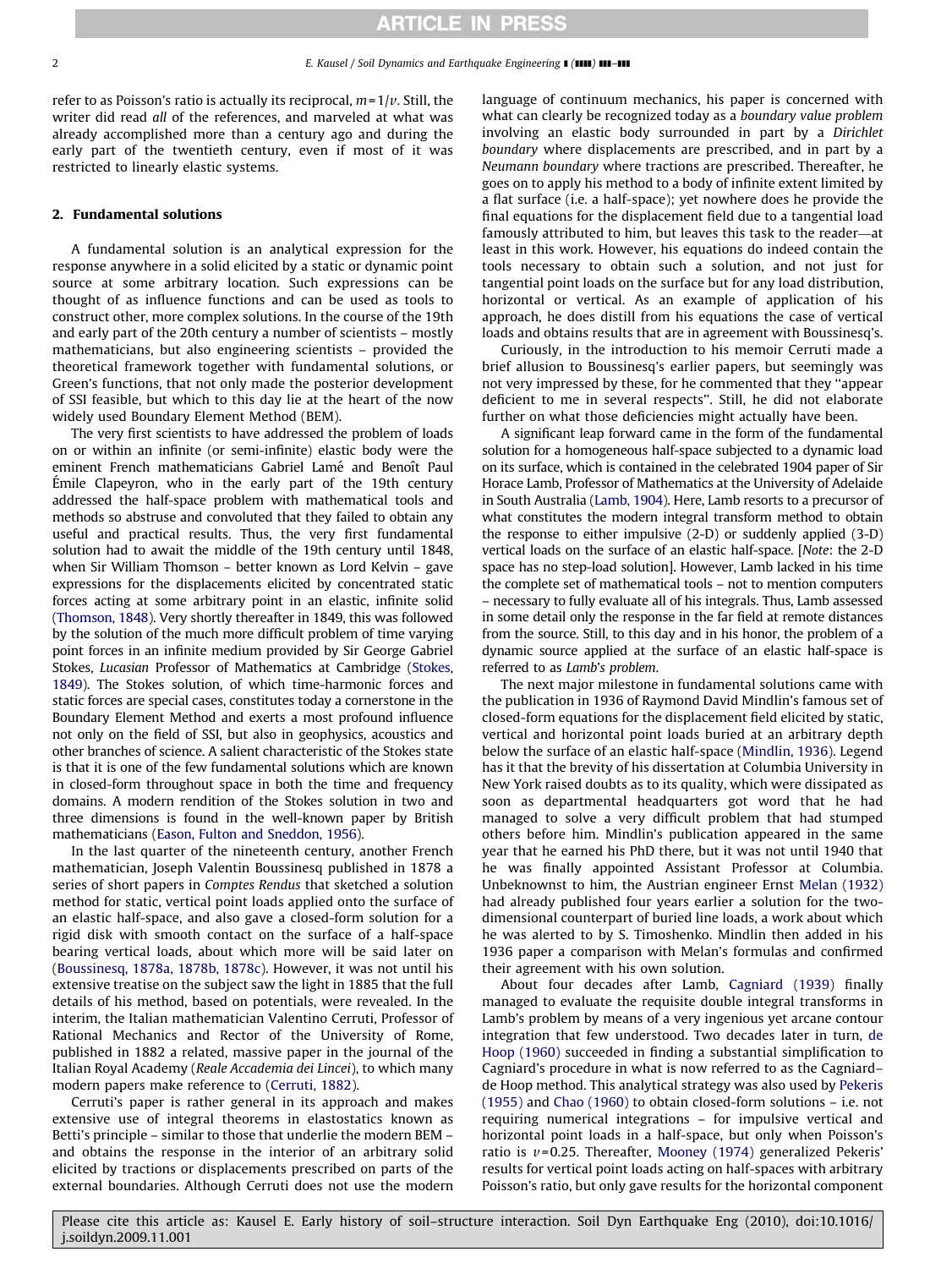refer to as Poisson's ratio is actually its reciprocal, $m = 1/\nu$. Still, the writer did read *all* of the references, and marveled at what was already accomplished more than a century ago and during the early part of the twentieth century, even if most of it was restricted to linearly elastic systems.

## 2. Fundamental solutions

A fundamental solution is an analytical expression for the response anywhere in a solid elicited by a static or dynamic point source at some arbitrary location. Such expressions can be thought of as influence functions and can be used as tools to construct other, more complex solutions. In the course of the 19th and early part of the 20th century a number of scientists – mostly mathematicians, but also engineering scientists – provided the theoretical framework together with fundamental solutions, or Green's functions, that not only made the posterior development of SSI feasible, but which to this day lie at the heart of the now widely used Boundary Element Method (BEM).

The very first scientists to have addressed the problem of loads on or within an infinite (or semi-infinite) elastic body were the eminent French mathematicians Gabriel Lamé and Benoît Paul Émile Clapeyron, who in the early part of the 19th century addressed the half-space problem with mathematical tools and methods so abstruse and convoluted that they failed to obtain any useful and practical results. Thus, the very first fundamental solution had to await the middle of the 19th century until 1848, when Sir William Thomson – better known as Lord Kelvin – gave expressions for the displacements elicited by concentrated static forces acting at some arbitrary point in an elastic, infinite solid (Thomson, 1848). Very shortly thereafter in 1849, this was followed by the solution of the much more difficult problem of time varying point forces in an infinite medium provided by Sir George Gabriel Stokes, *Lucasian* Professor of Mathematics at Cambridge (Stokes, 1849). The Stokes solution, of which time-harmonic forces and static forces are special cases, constitutes today a cornerstone in the Boundary Element Method and exerts a most profound influence not only on the field of SSI, but also in geophysics, acoustics and other branches of science. A salient characteristic of the Stokes state is that it is one of the few fundamental solutions which are known in closed-form throughout space in both the time and frequency domains. A modern rendition of the Stokes solution in two and three dimensions is found in the well-known paper by British mathematicians (Eason, Fulton and Sneddon, 1956).

In the last quarter of the nineteenth century, another French mathematician, Joseph Valentin Boussinesq published in 1878 a series of short papers in *Comptes Rendus* that sketched a solution method for static, vertical point loads applied onto the surface of an elastic half-space, and also gave a closed-form solution for a rigid disk with smooth contact on the surface of a half-space bearing vertical loads, about which more will be said later on (Boussinesq, 1878a, 1878b, 1878c). However, it was not until his extensive treatise on the subject saw the light in 1885 that the full details of his method, based on potentials, were revealed. In the interim, the Italian mathematician Valentino Cerruti, Professor of Rational Mechanics and Rector of the University of Rome, published in 1882 a related, massive paper in the journal of the Italian Royal Academy (*Reale Accademia dei Lincei*), to which many modern papers make reference to (Cerruti, 1882).

Cerruti's paper is rather general in its approach and makes extensive use of integral theorems in elastostatics known as Betti's principle – similar to those that underlie the modern BEM – and obtains the response in the interior of an arbitrary solid elicited by tractions or displacements prescribed on parts of the external boundaries. Although Cerruti does not use the modern language of continuum mechanics, his paper is concerned with what can clearly be recognized today as a *boundary value problem* involving an elastic body surrounded in part by a *Dirichlet boundary* where displacements are prescribed, and in part by a *Neumann boundary* where tractions are prescribed. Thereafter, he goes on to apply his method to a body of infinite extent limited by a flat surface (i.e. a half-space); yet nowhere does he provide the final equations for the displacement field due to a tangential load famously attributed to him, but leaves this task to the reader—at least in this work. However, his equations do indeed contain the tools necessary to obtain such a solution, and not just for tangential point loads on the surface but for any load distribution, horizontal or vertical. As an example of application of his approach, he does distill from his equations the case of vertical loads and obtains results that are in agreement with Boussinesq's.

Curiously, in the introduction to his memoir Cerruti made a brief allusion to Boussinesq's earlier papers, but seemingly was not very impressed by these, for he commented that they "appear deficient to me in several respects". Still, he did not elaborate further on what those deficiencies might actually have been.

A significant leap forward came in the form of the fundamental solution for a homogeneous half-space subjected to a dynamic load on its surface, which is contained in the celebrated 1904 paper of Sir Horace Lamb, Professor of Mathematics at the University of Adelaide in South Australia (Lamb, 1904). Here, Lamb resorts to a precursor of what constitutes the modern integral transform method to obtain the response to either impulsive (2-D) or suddenly applied (3-D) vertical loads on the surface of an elastic half-space. [*Note*: the 2-D space has no step-load solution]. However, Lamb lacked in his time the complete set of mathematical tools – not to mention computers – necessary to fully evaluate all of his integrals. Thus, Lamb assessed in some detail only the response in the far field at remote distances from the source. Still, to this day and in his honor, the problem of a dynamic source applied at the surface of an elastic half-space is referred to as *Lamb's problem*.

The next major milestone in fundamental solutions came with the publication in 1936 of Raymond David Mindlin's famous set of closed-form equations for the displacement field elicited by static, vertical and horizontal point loads buried at an arbitrary depth below the surface of an elastic half-space (Mindlin, 1936). Legend has it that the brevity of his dissertation at Columbia University in New York raised doubts as to its quality, which were dissipated as soon as departmental headquarters got word that he had managed to solve a very difficult problem that had stumped others before him. Mindlin's publication appeared in the same year that he earned his PhD there, but it was not until 1940 that he was finally appointed Assistant Professor at Columbia. Unbeknownst to him, the Austrian engineer Ernst Melan (1932) had already published four years earlier a solution for the two-dimensional counterpart of buried line loads, a work about which he was alerted to by S. Timoshenko. Mindlin then added in his 1936 paper a comparison with Melan's formulas and confirmed their agreement with his own solution.

About four decades after Lamb, Cagniard (1939) finally managed to evaluate the requisite double integral transforms in Lamb's problem by means of a very ingenious yet arcane contour integration that few understood. Two decades later in turn, de Hoop (1960) succeeded in finding a substantial simplification to Cagniard's procedure in what is now referred to as the Cagniard–de Hoop method. This analytical strategy was also used by Pekeris (1955) and Chao (1960) to obtain closed-form solutions – i.e. not requiring numerical integrations – for impulsive vertical and horizontal point loads in a half-space, but only when Poisson's ratio is $\nu = 0.25$. Thereafter, Mooney (1974) generalized Pekeris' results for vertical point loads acting on half-spaces with arbitrary Poisson's ratio, but only gave results for the horizontal component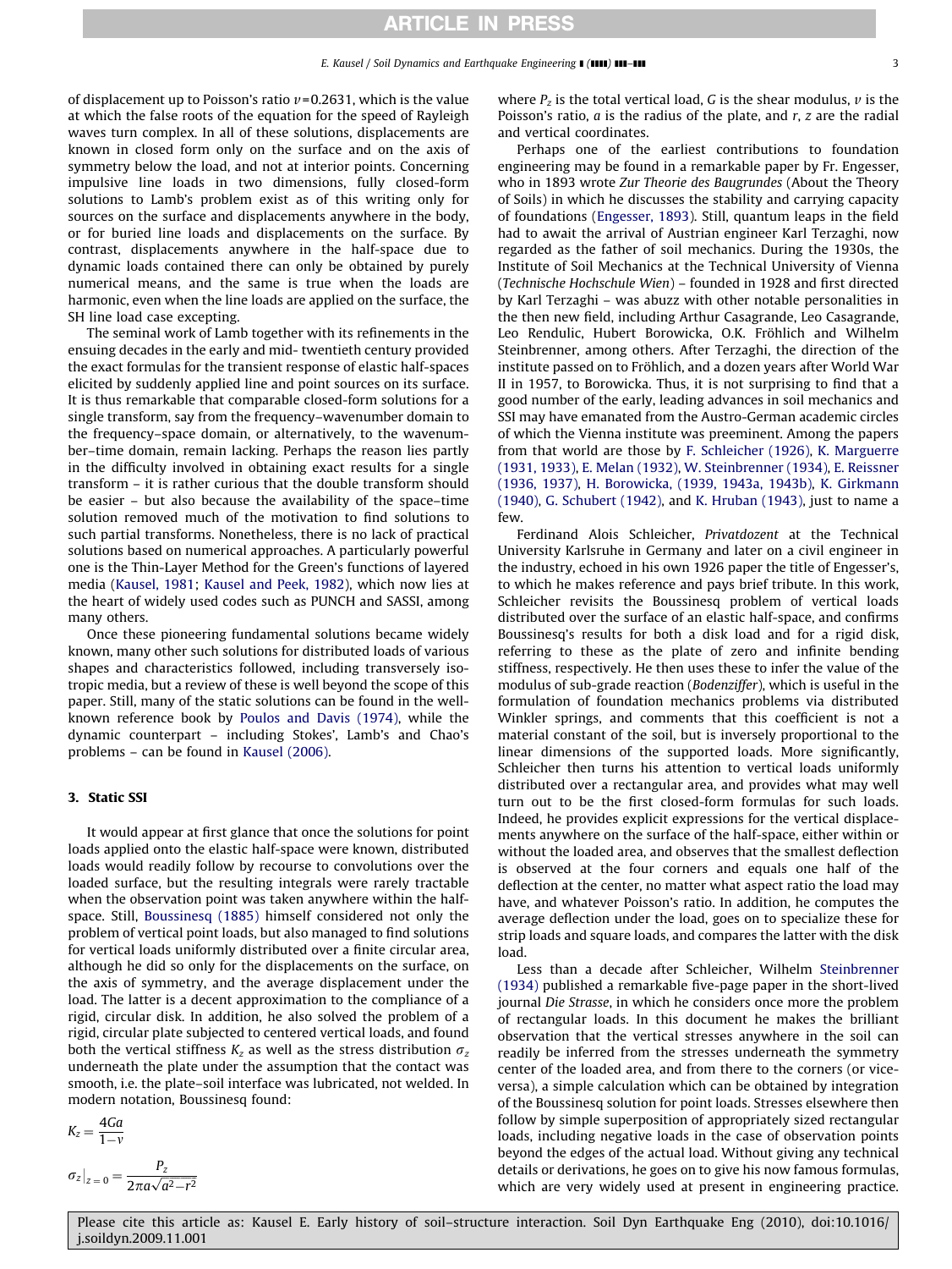of displacement up to Poisson's ratio $\nu=0.2631$, which is the value at which the false roots of the equation for the speed of Rayleigh waves turn complex. In all of these solutions, displacements are known in closed form only on the surface and on the axis of symmetry below the load, and not at interior points. Concerning impulsive line loads in two dimensions, fully closed-form solutions to Lamb's problem exist as of this writing only for sources on the surface and displacements anywhere in the body, or for buried line loads and displacements on the surface. By contrast, displacements anywhere in the half-space due to dynamic loads contained there can only be obtained by purely numerical means, and the same is true when the loads are harmonic, even when the line loads are applied on the surface, the SH line load case excepting.

The seminal work of Lamb together with its refinements in the ensuing decades in the early and mid- twentieth century provided the exact formulas for the transient response of elastic half-spaces elicited by suddenly applied line and point sources on its surface. It is thus remarkable that comparable closed-form solutions for a single transform, say from the frequency–wavenumber domain to the frequency–space domain, or alternatively, to the wavenumber–time domain, remain lacking. Perhaps the reason lies partly in the difficulty involved in obtaining exact results for a single transform – it is rather curious that the double transform should be easier – but also because the availability of the space–time solution removed much of the motivation to find solutions to such partial transforms. Nonetheless, there is no lack of practical solutions based on numerical approaches. A particularly powerful one is the Thin-Layer Method for the Green's functions of layered media (Kausel, 1981; Kausel and Peek, 1982), which now lies at the heart of widely used codes such as PUNCH and SASSI, among many others.

Once these pioneering fundamental solutions became widely known, many other such solutions for distributed loads of various shapes and characteristics followed, including transversely isotropic media, but a review of these is well beyond the scope of this paper. Still, many of the static solutions can be found in the well-known reference book by Poulos and Davis (1974), while the dynamic counterpart – including Stokes', Lamb's and Chao's problems – can be found in Kausel (2006).

## 3. Static SSI

It would appear at first glance that once the solutions for point loads applied onto the elastic half-space were known, distributed loads would readily follow by recourse to convolutions over the loaded surface, but the resulting integrals were rarely tractable when the observation point was taken anywhere within the half-space. Still, Boussinesq (1885) himself considered not only the problem of vertical point loads, but also managed to find solutions for vertical loads uniformly distributed over a finite circular area, although he did so only for the displacements on the surface, on the axis of symmetry, and the average displacement under the load. The latter is a decent approximation to the compliance of a rigid, circular disk. In addition, he also solved the problem of a rigid, circular plate subjected to centered vertical loads, and found both the vertical stiffness $K_z$ as well as the stress distribution $\sigma_z$ underneath the plate under the assumption that the contact was smooth, i.e. the plate–soil interface was lubricated, not welded. In modern notation, Boussinesq found:

$$K_z = \frac{4Ga}{1-\nu}$$

$$\sigma_z\big|_{z=0} = \frac{P_z}{2\pi a\sqrt{a^2-r^2}}$$

where $P_z$ is the total vertical load, $G$ is the shear modulus, $\nu$ is the Poisson's ratio, $a$ is the radius of the plate, and $r$, $z$ are the radial and vertical coordinates.

Perhaps one of the earliest contributions to foundation engineering may be found in a remarkable paper by Fr. Engesser, who in 1893 wrote *Zur Theorie des Baugrundes* (About the Theory of Soils) in which he discusses the stability and carrying capacity of foundations (Engesser, 1893). Still, quantum leaps in the field had to await the arrival of Austrian engineer Karl Terzaghi, now regarded as the father of soil mechanics. During the 1930s, the Institute of Soil Mechanics at the Technical University of Vienna (*Technische Hochschule Wien*) – founded in 1928 and first directed by Karl Terzaghi – was abuzz with other notable personalities in the then new field, including Arthur Casagrande, Leo Casagrande, Leo Rendulic, Hubert Borowicka, O.K. Fröhlich and Wilhelm Steinbrenner, among others. After Terzaghi, the direction of the institute passed on to Fröhlich, and a dozen years after World War II in 1957, to Borowicka. Thus, it is not surprising to find that a good number of the early, leading advances in soil mechanics and SSI may have emanated from the Austro-German academic circles of which the Vienna institute was preeminent. Among the papers from that world are those by F. Schleicher (1926), K. Marguerre (1931, 1933), E. Melan (1932), W. Steinbrenner (1934), E. Reissner (1936, 1937), H. Borowicka, (1939, 1943a, 1943b), K. Girkmann (1940), G. Schubert (1942), and K. Hruban (1943), just to name a few.

Ferdinand Alois Schleicher, *Privatdozent* at the Technical University Karlsruhe in Germany and later on a civil engineer in the industry, echoed in his own 1926 paper the title of Engesser's, to which he makes reference and pays brief tribute. In this work, Schleicher revisits the Boussinesq problem of vertical loads distributed over the surface of an elastic half-space, and confirms Boussinesq's results for both a disk load and for a rigid disk, referring to these as the plate of zero and infinite bending stiffness, respectively. He then uses these to infer the value of the modulus of sub-grade reaction (*Bodenziffer*), which is useful in the formulation of foundation mechanics problems via distributed Winkler springs, and comments that this coefficient is not a material constant of the soil, but is inversely proportional to the linear dimensions of the supported loads. More significantly, Schleicher then turns his attention to vertical loads uniformly distributed over a rectangular area, and provides what may well turn out to be the first closed-form formulas for such loads. Indeed, he provides explicit expressions for the vertical displacements anywhere on the surface of the half-space, either within or without the loaded area, and observes that the smallest deflection is observed at the four corners and equals one half of the deflection at the center, no matter what aspect ratio the load may have, and whatever Poisson's ratio. In addition, he computes the average deflection under the load, goes on to specialize these for strip loads and square loads, and compares the latter with the disk load.

Less than a decade after Schleicher, Wilhelm Steinbrenner (1934) published a remarkable five-page paper in the short-lived journal *Die Strasse*, in which he considers once more the problem of rectangular loads. In this document he makes the brilliant observation that the vertical stresses anywhere in the soil can readily be inferred from the stresses underneath the symmetry center of the loaded area, and from there to the corners (or vice-versa), a simple calculation which can be obtained by integration of the Boussinesq solution for point loads. Stresses elsewhere then follow by simple superposition of appropriately sized rectangular loads, including negative loads in the case of observation points beyond the edges of the actual load. Without giving any technical details or derivations, he goes on to give his now famous formulas, which are very widely used at present in engineering practice.

Please cite this article as: Kausel E. Early history of soil–structure interaction. Soil Dyn Earthquake Eng (2010), doi:10.1016/j.soildyn.2009.11.001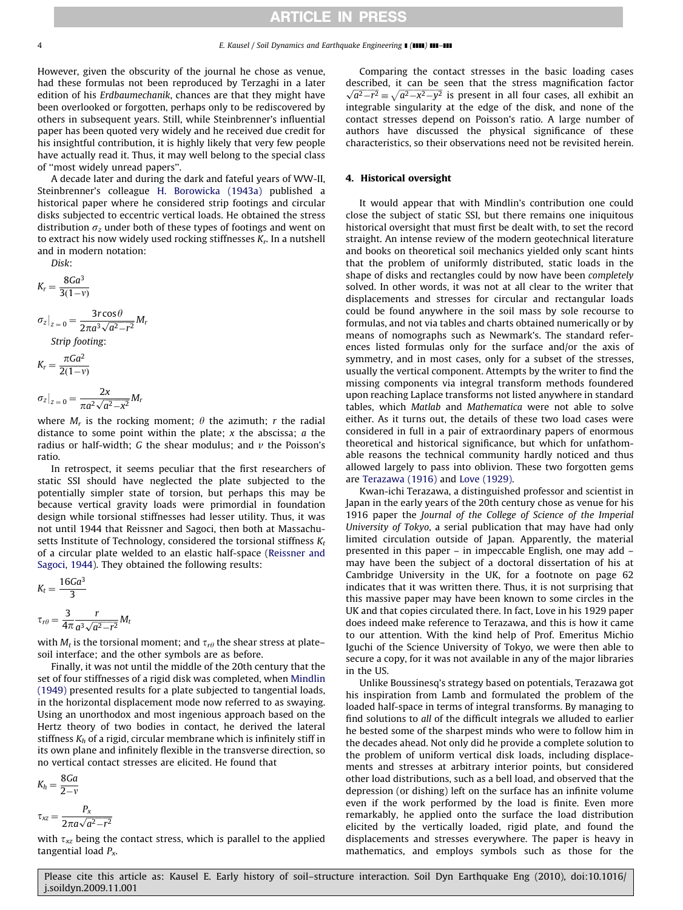However, given the obscurity of the journal he chose as venue, had these formulas not been reproduced by Terzaghi in a later edition of his *Erdbaumechanik*, chances are that they might have been overlooked or forgotten, perhaps only to be rediscovered by others in subsequent years. Still, while Steinbrenner's influential paper has been quoted very widely and he received due credit for his insightful contribution, it is highly likely that very few people have actually read it. Thus, it may well belong to the special class of "most widely unread papers".

A decade later and during the dark and fateful years of WW-II, Steinbrenner's colleague H. Borowicka (1943a) published a historical paper where he considered strip footings and circular disks subjected to eccentric vertical loads. He obtained the stress distribution $\sigma_z$ under both of these types of footings and went on to extract his now widely used rocking stiffnesses $K_r$. In a nutshell and in modern notation:

*Disk*:

$$K_r = \frac{8Ga^3}{3(1-\nu)}$$

$$\sigma_z\big|_{z=0} = \frac{3r\cos\theta}{2\pi a^3\sqrt{a^2-r^2}}M_r$$

*Strip footing*:

$$K_r = \frac{\pi G a^2}{2(1-\nu)}$$

$$\sigma_z\big|_{z=0} = \frac{2x}{\pi a^2\sqrt{a^2-x^2}}M_r$$

where $M_r$ is the rocking moment; $\theta$ the azimuth; $r$ the radial distance to some point within the plate; $x$ the abscissa; $a$ the radius or half-width; $G$ the shear modulus; and $\nu$ the Poisson's ratio.

In retrospect, it seems peculiar that the first researchers of static SSI should have neglected the plate subjected to the potentially simpler state of torsion, but perhaps this may be because vertical gravity loads were primordial in foundation design while torsional stiffnesses had lesser utility. Thus, it was not until 1944 that Reissner and Sagoci, then both at Massachusetts Institute of Technology, considered the torsional stiffness $K_t$ of a circular plate welded to an elastic half-space (Reissner and Sagoci, 1944). They obtained the following results:

$$K_t = \frac{16Ga^3}{3}$$

$$\tau_{r\theta} = \frac{3}{4\pi}\frac{r}{a^3\sqrt{a^2-r^2}}M_t$$

with $M_t$ is the torsional moment; and $\tau_{r\theta}$ the shear stress at plate–soil interface; and the other symbols are as before.

Finally, it was not until the middle of the 20th century that the set of four stiffnesses of a rigid disk was completed, when Mindlin (1949) presented results for a plate subjected to tangential loads, in the horizontal displacement mode now referred to as swaying. Using an unorthodox and most ingenious approach based on the Hertz theory of two bodies in contact, he derived the lateral stiffness $K_h$ of a rigid, circular membrane which is infinitely stiff in its own plane and infinitely flexible in the transverse direction, so no vertical contact stresses are elicited. He found that

$$K_h = \frac{8Ga}{2-\nu}$$

$$\tau_{xz} = \frac{P_x}{2\pi a\sqrt{a^2-r^2}}$$

with $\tau_{xz}$ being the contact stress, which is parallel to the applied tangential load $P_x$.

Comparing the contact stresses in the basic loading cases described, it can be seen that the stress magnification factor $\sqrt{a^2-r^2} \equiv \sqrt{a^2-x^2-y^2}$ is present in all four cases, all exhibit an integrable singularity at the edge of the disk, and none of the contact stresses depend on Poisson's ratio. A large number of authors have discussed the physical significance of these characteristics, so their observations need not be revisited herein.

## 4. Historical oversight

It would appear that with Mindlin's contribution one could close the subject of static SSI, but there remains one iniquitous historical oversight that must first be dealt with, to set the record straight. An intense review of the modern geotechnical literature and books on theoretical soil mechanics yielded only scant hints that the problem of uniformly distributed, static loads in the shape of disks and rectangles could by now have been *completely* solved. In other words, it was not at all clear to the writer that displacements and stresses for circular and rectangular loads could be found anywhere in the soil mass by sole recourse to formulas, and not via tables and charts obtained numerically or by means of nomographs such as Newmark's. The standard references listed formulas only for the surface and/or the axis of symmetry, and in most cases, only for a subset of the stresses, usually the vertical component. Attempts by the writer to find the missing components via integral transform methods foundered upon reaching Laplace transforms not listed anywhere in standard tables, which *Matlab* and *Mathematica* were not able to solve either. As it turns out, the details of these two load cases were considered in full in a pair of extraordinary papers of enormous theoretical and historical significance, but which for unfathomable reasons the technical community hardly noticed and thus allowed largely to pass into oblivion. These two forgotten gems are Terazawa (1916) and Love (1929).

Kwan-ichi Terazawa, a distinguished professor and scientist in Japan in the early years of the 20th century chose as venue for his 1916 paper the *Journal of the College of Science of the Imperial University of Tokyo*, a serial publication that may have had only limited circulation outside of Japan. Apparently, the material presented in this paper – in impeccable English, one may add – may have been the subject of a doctoral dissertation of his at Cambridge University in the UK, for a footnote on page 62 indicates that it was written there. Thus, it is not surprising that this massive paper may have been known to some circles in the UK and that copies circulated there. In fact, Love in his 1929 paper does indeed make reference to Terazawa, and this is how it came to our attention. With the kind help of Prof. Emeritus Michio Iguchi of the Science University of Tokyo, we were then able to secure a copy, for it was not available in any of the major libraries in the US.

Unlike Boussinesq's strategy based on potentials, Terazawa got his inspiration from Lamb and formulated the problem of the loaded half-space in terms of integral transforms. By managing to find solutions to *all* of the difficult integrals we alluded to earlier he bested some of the sharpest minds who were to follow him in the decades ahead. Not only did he provide a complete solution to the problem of uniform vertical disk loads, including displacements and stresses at arbitrary interior points, but considered other load distributions, such as a bell load, and observed that the depression (or dishing) left on the surface has an infinite volume even if the work performed by the load is finite. Even more remarkably, he applied onto the surface the load distribution elicited by the vertically loaded, rigid plate, and found the displacements and stresses everywhere. The paper is heavy in mathematics, and employs symbols such as those for the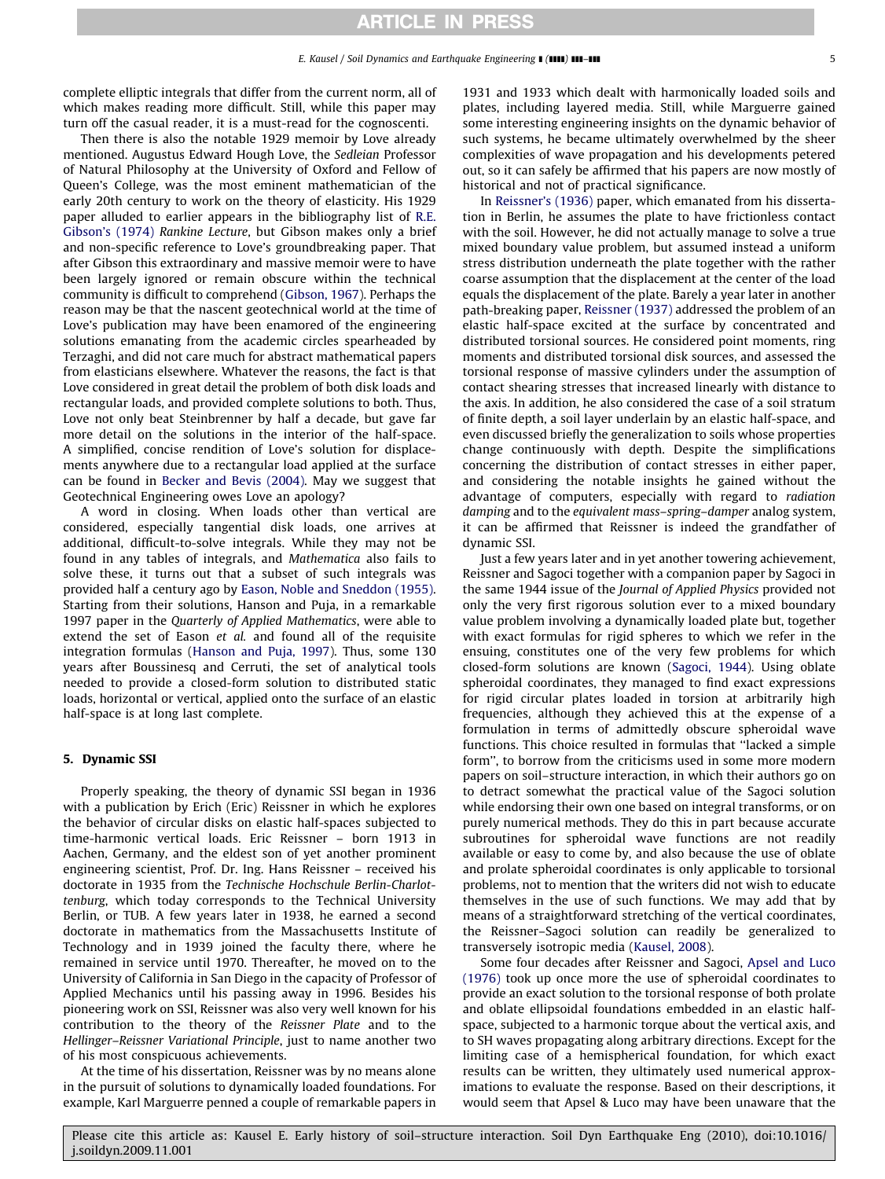complete elliptic integrals that differ from the current norm, all of which makes reading more difficult. Still, while this paper may turn off the casual reader, it is a must-read for the cognoscenti.

Then there is also the notable 1929 memoir by Love already mentioned. Augustus Edward Hough Love, the *Sedleian* Professor of Natural Philosophy at the University of Oxford and Fellow of Queen's College, was the most eminent mathematician of the early 20th century to work on the theory of elasticity. His 1929 paper alluded to earlier appears in the bibliography list of R.E. Gibson's (1974) *Rankine Lecture*, but Gibson makes only a brief and non-specific reference to Love's groundbreaking paper. That after Gibson this extraordinary and massive memoir were to have been largely ignored or remain obscure within the technical community is difficult to comprehend (Gibson, 1967). Perhaps the reason may be that the nascent geotechnical world at the time of Love's publication may have been enamored of the engineering solutions emanating from the academic circles spearheaded by Terzaghi, and did not care much for abstract mathematical papers from elasticians elsewhere. Whatever the reasons, the fact is that Love considered in great detail the problem of both disk loads and rectangular loads, and provided complete solutions to both. Thus, Love not only beat Steinbrenner by half a decade, but gave far more detail on the solutions in the interior of the half-space. A simplified, concise rendition of Love's solution for displacements anywhere due to a rectangular load applied at the surface can be found in Becker and Bevis (2004). May we suggest that Geotechnical Engineering owes Love an apology?

A word in closing. When loads other than vertical are considered, especially tangential disk loads, one arrives at additional, difficult-to-solve integrals. While they may not be found in any tables of integrals, and *Mathematica* also fails to solve these, it turns out that a subset of such integrals was provided half a century ago by Eason, Noble and Sneddon (1955). Starting from their solutions, Hanson and Puja, in a remarkable 1997 paper in the *Quarterly of Applied Mathematics*, were able to extend the set of Eason *et al.* and found all of the requisite integration formulas (Hanson and Puja, 1997). Thus, some 130 years after Boussinesq and Cerruti, the set of analytical tools needed to provide a closed-form solution to distributed static loads, horizontal or vertical, applied onto the surface of an elastic half-space is at long last complete.

## 5. Dynamic SSI

Properly speaking, the theory of dynamic SSI began in 1936 with a publication by Erich (Eric) Reissner in which he explores the behavior of circular disks on elastic half-spaces subjected to time-harmonic vertical loads. Eric Reissner – born 1913 in Aachen, Germany, and the eldest son of yet another prominent engineering scientist, Prof. Dr. Ing. Hans Reissner – received his doctorate in 1935 from the *Technische Hochschule Berlin-Charlottenburg*, which today corresponds to the Technical University Berlin, or TUB. A few years later in 1938, he earned a second doctorate in mathematics from the Massachusetts Institute of Technology and in 1939 joined the faculty there, where he remained in service until 1970. Thereafter, he moved on to the University of California in San Diego in the capacity of Professor of Applied Mechanics until his passing away in 1996. Besides his pioneering work on SSI, Reissner was also very well known for his contribution to the theory of the *Reissner Plate* and to the *Hellinger–Reissner Variational Principle*, just to name another two of his most conspicuous achievements.

At the time of his dissertation, Reissner was by no means alone in the pursuit of solutions to dynamically loaded foundations. For example, Karl Marguerre penned a couple of remarkable papers in 1931 and 1933 which dealt with harmonically loaded soils and plates, including layered media. Still, while Marguerre gained some interesting engineering insights on the dynamic behavior of such systems, he became ultimately overwhelmed by the sheer complexities of wave propagation and his developments petered out, so it can safely be affirmed that his papers are now mostly of historical and not of practical significance.

In Reissner's (1936) paper, which emanated from his dissertation in Berlin, he assumes the plate to have frictionless contact with the soil. However, he did not actually manage to solve a true mixed boundary value problem, but assumed instead a uniform stress distribution underneath the plate together with the rather coarse assumption that the displacement at the center of the load equals the displacement of the plate. Barely a year later in another path-breaking paper, Reissner (1937) addressed the problem of an elastic half-space excited at the surface by concentrated and distributed torsional sources. He considered point moments, ring moments and distributed torsional disk sources, and assessed the torsional response of massive cylinders under the assumption of contact shearing stresses that increased linearly with distance to the axis. In addition, he also considered the case of a soil stratum of finite depth, a soil layer underlain by an elastic half-space, and even discussed briefly the generalization to soils whose properties change continuously with depth. Despite the simplifications concerning the distribution of contact stresses in either paper, and considering the notable insights he gained without the advantage of computers, especially with regard to *radiation damping* and to the *equivalent mass–spring–damper* analog system, it can be affirmed that Reissner is indeed the grandfather of dynamic SSI.

Just a few years later and in yet another towering achievement, Reissner and Sagoci together with a companion paper by Sagoci in the same 1944 issue of the *Journal of Applied Physics* provided not only the very first rigorous solution ever to a mixed boundary value problem involving a dynamically loaded plate but, together with exact formulas for rigid spheres to which we refer in the ensuing, constitutes one of the very few problems for which closed-form solutions are known (Sagoci, 1944). Using oblate spheroidal coordinates, they managed to find exact expressions for rigid circular plates loaded in torsion at arbitrarily high frequencies, although they achieved this at the expense of a formulation in terms of admittedly obscure spheroidal wave functions. This choice resulted in formulas that "lacked a simple form", to borrow from the criticisms used in some more modern papers on soil–structure interaction, in which their authors go on to detract somewhat the practical value of the Sagoci solution while endorsing their own one based on integral transforms, or on purely numerical methods. They do this in part because accurate subroutines for spheroidal wave functions are not readily available or easy to come by, and also because the use of oblate and prolate spheroidal coordinates is only applicable to torsional problems, not to mention that the writers did not wish to educate themselves in the use of such functions. We may add that by means of a straightforward stretching of the vertical coordinates, the Reissner–Sagoci solution can readily be generalized to transversely isotropic media (Kausel, 2008).

Some four decades after Reissner and Sagoci, Apsel and Luco (1976) took up once more the use of spheroidal coordinates to provide an exact solution to the torsional response of both prolate and oblate ellipsoidal foundations embedded in an elastic half-space, subjected to a harmonic torque about the vertical axis, and to SH waves propagating along arbitrary directions. Except for the limiting case of a hemispherical foundation, for which exact results can be written, they ultimately used numerical approximations to evaluate the response. Based on their descriptions, it would seem that Apsel & Luco may have been unaware that the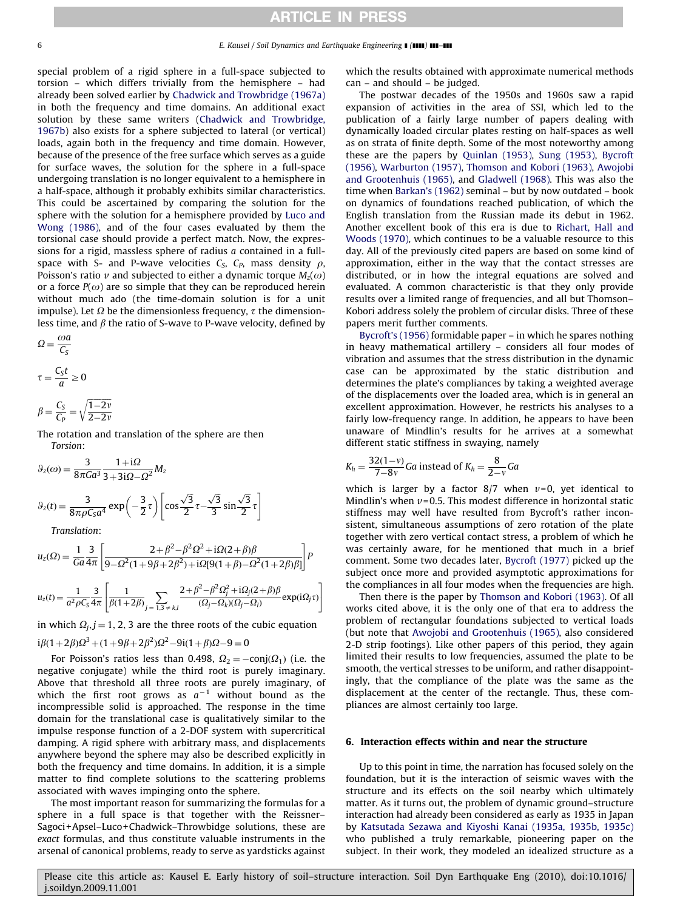special problem of a rigid sphere in a full-space subjected to torsion – which differs trivially from the hemisphere – had already been solved earlier by Chadwick and Trowbridge (1967a) in both the frequency and time domains. An additional exact solution by these same writers (Chadwick and Trowbridge, 1967b) also exists for a sphere subjected to lateral (or vertical) loads, again both in the frequency and time domain. However, because of the presence of the free surface which serves as a guide for surface waves, the solution for the sphere in a full-space undergoing translation is no longer equivalent to a hemisphere in a half-space, although it probably exhibits similar characteristics. This could be ascertained by comparing the solution for the sphere with the solution for a hemisphere provided by Luco and Wong (1986), and of the four cases evaluated by them the torsional case should provide a perfect match. Now, the expressions for a rigid, massless sphere of radius $a$ contained in a full-space with S- and P-wave velocities $C_S$, $C_P$, mass density $\rho$, Poisson's ratio $\nu$ and subjected to either a dynamic torque $M_z(\omega)$ or a force $P(\omega)$ are so simple that they can be reproduced herein without much ado (the time-domain solution is for a unit impulse). Let $\Omega$ be the dimensionless frequency, $\tau$ the dimensionless time, and $\beta$ the ratio of S-wave to P-wave velocity, defined by

$$\Omega = \frac{\omega a}{C_S}$$

$$\tau = \frac{C_S t}{a} \geq 0$$

$$\beta = \frac{C_S}{C_P} = \sqrt{\frac{1-2\nu}{2-2\nu}}$$

The rotation and translation of the sphere are then

*Torsion*:

$$\vartheta_z(\omega) = \frac{3}{8\pi G a^3}\frac{1+\mathrm{i}\Omega}{3+3\mathrm{i}\Omega-\Omega^2}M_z$$

$$\vartheta_z(t) = \frac{3}{8\pi\rho C_S a^4}\exp\left(-\frac{3}{2}\tau\right)\left[\cos\frac{\sqrt{3}}{2}\tau - \frac{\sqrt{3}}{3}\sin\frac{\sqrt{3}}{2}\tau\right]$$

*Translation*:

$$u_z(\Omega) = \frac{1}{Ga}\frac{3}{4\pi}\left[\frac{2+\beta^2-\beta^2\Omega^2+\mathrm{i}\Omega(2+\beta)\beta}{9-\Omega^2(1+9\beta+2\beta^2)+\mathrm{i}\Omega[9(1+\beta)-\Omega^2(1+2\beta)\beta]}\right]P$$

$$u_z(t) = \frac{1}{a^2\rho C_S}\frac{3}{4\pi}\left[\frac{1}{\beta(1+2\beta)}\sum_{j=1,3\neq k,l}\frac{2+\beta^2-\beta^2\Omega_j^2+\mathrm{i}\Omega_j(2+\beta)\beta}{(\Omega_j-\Omega_k)(\Omega_j-\Omega_l)}\exp(\mathrm{i}\Omega_j\tau)\right]$$

in which $\Omega_j, j=1, 2, 3$ are the three roots of the cubic equation

$$\mathrm{i}\beta(1+2\beta)\Omega^3+(1+9\beta+2\beta^2)\Omega^2-9\mathrm{i}(1+\beta)\Omega-9=0$$

For Poisson's ratios less than 0.498, $\Omega_2 = -\mathrm{conj}(\Omega_1)$ (i.e. the negative conjugate) while the third root is purely imaginary. Above that threshold all three roots are purely imaginary, of which the first root grows as $a^{-1}$ without bound as the incompressible solid is approached. The response in the time domain for the translational case is qualitatively similar to the impulse response function of a 2-DOF system with supercritical damping. A rigid sphere with arbitrary mass, and displacements anywhere beyond the sphere may also be described explicitly in both the frequency and time domains. In addition, it is a simple matter to find complete solutions to the scattering problems associated with waves impinging onto the sphere.

The most important reason for summarizing the formulas for a sphere in a full space is that together with the Reissner–Sagoci+Apsel–Luco+Chadwick–Throwbridge solutions, these are *exact* formulas, and thus constitute valuable instruments in the arsenal of canonical problems, ready to serve as yardsticks against which the results obtained with approximate numerical methods can – and should – be judged.

The postwar decades of the 1950s and 1960s saw a rapid expansion of activities in the area of SSI, which led to the publication of a fairly large number of papers dealing with dynamically loaded circular plates resting on half-spaces as well as on strata of finite depth. Some of the most noteworthy among these are the papers by Quinlan (1953), Sung (1953), Bycroft (1956), Warburton (1957), Thomson and Kobori (1963), Awojobi and Grootenhuis (1965), and Gladwell (1968). This was also the time when Barkan's (1962) seminal – but by now outdated – book on dynamics of foundations reached publication, of which the English translation from the Russian made its debut in 1962. Another excellent book of this era is due to Richart, Hall and Woods (1970), which continues to be a valuable resource to this day. All of the previously cited papers are based on some kind of approximation, either in the way that the contact stresses are distributed, or in how the integral equations are solved and evaluated. A common characteristic is that they only provide results over a limited range of frequencies, and all but Thomson–Kobori address solely the problem of circular disks. Three of these papers merit further comments.

Bycroft's (1956) formidable paper – in which he spares nothing in heavy mathematical artillery – considers all four modes of vibration and assumes that the stress distribution in the dynamic case can be approximated by the static distribution and determines the plate's compliances by taking a weighted average of the displacements over the loaded area, which is in general an excellent approximation. However, he restricts his analyses to a fairly low-frequency range. In addition, he appears to have been unaware of Mindlin's results for he arrives at a somewhat different static stiffness in swaying, namely

$$K_h = \frac{32(1-\nu)}{7-8\nu}Ga \text{ instead of } K_h = \frac{8}{2-\nu}Ga$$

which is larger by a factor 8/7 when $\nu=0$, yet identical to Mindlin's when $\nu=0.5$. This modest difference in horizontal static stiffness may well have resulted from Bycroft's rather inconsistent, simultaneous assumptions of zero rotation of the plate together with zero vertical contact stress, a problem of which he was certainly aware, for he mentioned that much in a brief comment. Some two decades later, Bycroft (1977) picked up the subject once more and provided asymptotic approximations for the compliances in all four modes when the frequencies are high.

Then there is the paper by Thomson and Kobori (1963). Of all works cited above, it is the only one of that era to address the problem of rectangular foundations subjected to vertical loads (but note that Awojobi and Grootenhuis (1965), also considered 2-D strip footings). Like other papers of this period, they again limited their results to low frequencies, assumed the plate to be smooth, the vertical stresses to be uniform, and rather disappointingly, that the compliance of the plate was the same as the displacement at the center of the rectangle. Thus, these compliances are almost certainly too large.

## 6. Interaction effects within and near the structure

Up to this point in time, the narration has focused solely on the foundation, but it is the interaction of seismic waves with the structure and its effects on the soil nearby which ultimately matter. As it turns out, the problem of dynamic ground–structure interaction had already been considered as early as 1935 in Japan by Katsutada Sezawa and Kiyoshi Kanai (1935a, 1935b, 1935c) who published a truly remarkable, pioneering paper on the subject. In their work, they modeled an idealized structure as a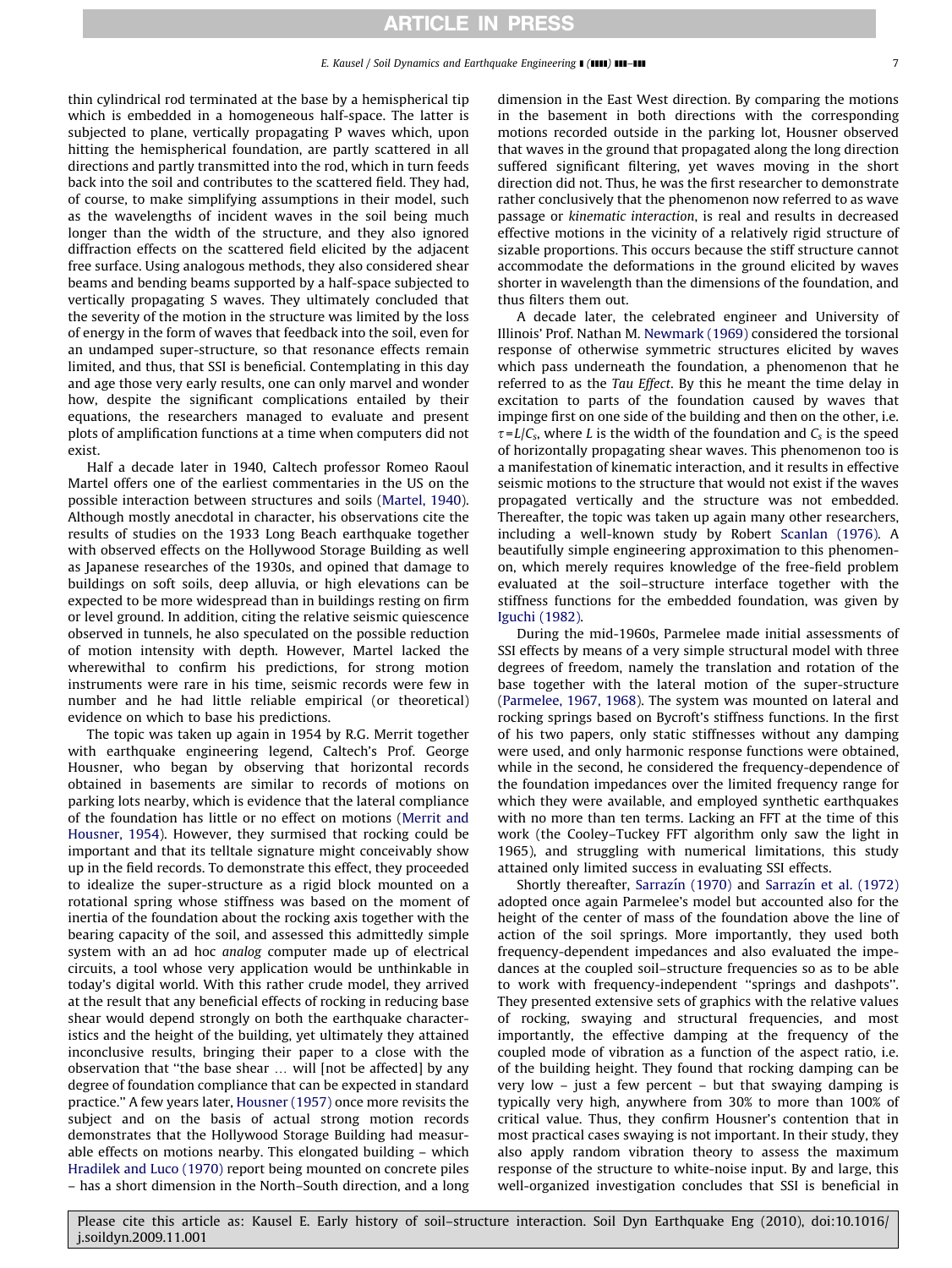thin cylindrical rod terminated at the base by a hemispherical tip which is embedded in a homogeneous half-space. The latter is subjected to plane, vertically propagating P waves which, upon hitting the hemispherical foundation, are partly scattered in all directions and partly transmitted into the rod, which in turn feeds back into the soil and contributes to the scattered field. They had, of course, to make simplifying assumptions in their model, such as the wavelengths of incident waves in the soil being much longer than the width of the structure, and they also ignored diffraction effects on the scattered field elicited by the adjacent free surface. Using analogous methods, they also considered shear beams and bending beams supported by a half-space subjected to vertically propagating S waves. They ultimately concluded that the severity of the motion in the structure was limited by the loss of energy in the form of waves that feedback into the soil, even for an undamped super-structure, so that resonance effects remain limited, and thus, that SSI is beneficial. Contemplating in this day and age those very early results, one can only marvel and wonder how, despite the significant complications entailed by their equations, the researchers managed to evaluate and present plots of amplification functions at a time when computers did not exist.

Half a decade later in 1940, Caltech professor Romeo Raoul Martel offers one of the earliest commentaries in the US on the possible interaction between structures and soils (Martel, 1940). Although mostly anecdotal in character, his observations cite the results of studies on the 1933 Long Beach earthquake together with observed effects on the Hollywood Storage Building as well as Japanese researches of the 1930s, and opined that damage to buildings on soft soils, deep alluvia, or high elevations can be expected to be more widespread than in buildings resting on firm or level ground. In addition, citing the relative seismic quiescence observed in tunnels, he also speculated on the possible reduction of motion intensity with depth. However, Martel lacked the wherewithal to confirm his predictions, for strong motion instruments were rare in his time, seismic records were few in number and he had little reliable empirical (or theoretical) evidence on which to base his predictions.

The topic was taken up again in 1954 by R.G. Merrit together with earthquake engineering legend, Caltech's Prof. George Housner, who began by observing that horizontal records obtained in basements are similar to records of motions on parking lots nearby, which is evidence that the lateral compliance of the foundation has little or no effect on motions (Merrit and Housner, 1954). However, they surmised that rocking could be important and that its telltale signature might conceivably show up in the field records. To demonstrate this effect, they proceeded to idealize the super-structure as a rigid block mounted on a rotational spring whose stiffness was based on the moment of inertia of the foundation about the rocking axis together with the bearing capacity of the soil, and assessed this admittedly simple system with an ad hoc *analog* computer made up of electrical circuits, a tool whose very application would be unthinkable in today's digital world. With this rather crude model, they arrived at the result that any beneficial effects of rocking in reducing base shear would depend strongly on both the earthquake characteristics and the height of the building, yet ultimately they attained inconclusive results, bringing their paper to a close with the observation that "the base shear … will [not be affected] by any degree of foundation compliance that can be expected in standard practice." A few years later, Housner (1957) once more revisits the subject and on the basis of actual strong motion records demonstrates that the Hollywood Storage Building had measurable effects on motions nearby. This elongated building – which Hradilek and Luco (1970) report being mounted on concrete piles – has a short dimension in the North–South direction, and a long dimension in the East West direction. By comparing the motions in the basement in both directions with the corresponding motions recorded outside in the parking lot, Housner observed that waves in the ground that propagated along the long direction suffered significant filtering, yet waves moving in the short direction did not. Thus, he was the first researcher to demonstrate rather conclusively that the phenomenon now referred to as wave passage or *kinematic interaction*, is real and results in decreased effective motions in the vicinity of a relatively rigid structure of sizable proportions. This occurs because the stiff structure cannot accommodate the deformations in the ground elicited by waves shorter in wavelength than the dimensions of the foundation, and thus filters them out.

A decade later, the celebrated engineer and University of Illinois' Prof. Nathan M. Newmark (1969) considered the torsional response of otherwise symmetric structures elicited by waves which pass underneath the foundation, a phenomenon that he referred to as the *Tau Effect*. By this he meant the time delay in excitation to parts of the foundation caused by waves that impinge first on one side of the building and then on the other, i.e. $\tau = L/C_s$, where $L$ is the width of the foundation and $C_s$ is the speed of horizontally propagating shear waves. This phenomenon too is a manifestation of kinematic interaction, and it results in effective seismic motions to the structure that would not exist if the waves propagated vertically and the structure was not embedded. Thereafter, the topic was taken up again many other researchers, including a well-known study by Robert Scanlan (1976). A beautifully simple engineering approximation to this phenomenon, which merely requires knowledge of the free-field problem evaluated at the soil–structure interface together with the stiffness functions for the embedded foundation, was given by Iguchi (1982).

During the mid-1960s, Parmelee made initial assessments of SSI effects by means of a very simple structural model with three degrees of freedom, namely the translation and rotation of the base together with the lateral motion of the super-structure (Parmelee, 1967, 1968). The system was mounted on lateral and rocking springs based on Bycroft's stiffness functions. In the first of his two papers, only static stiffnesses without any damping were used, and only harmonic response functions were obtained, while in the second, he considered the frequency-dependence of the foundation impedances over the limited frequency range for which they were available, and employed synthetic earthquakes with no more than ten terms. Lacking an FFT at the time of this work (the Cooley–Tuckey FFT algorithm only saw the light in 1965), and struggling with numerical limitations, this study attained only limited success in evaluating SSI effects.

Shortly thereafter, Sarrazín (1970) and Sarrazín et al. (1972) adopted once again Parmelee's model but accounted also for the height of the center of mass of the foundation above the line of action of the soil springs. More importantly, they used both frequency-dependent impedances and also evaluated the impedances at the coupled soil–structure frequencies so as to be able to work with frequency-independent "springs and dashpots". They presented extensive sets of graphics with the relative values of rocking, swaying and structural frequencies, and most importantly, the effective damping at the frequency of the coupled mode of vibration as a function of the aspect ratio, i.e. of the building height. They found that rocking damping can be very low – just a few percent – but that swaying damping is typically very high, anywhere from 30% to more than 100% of critical value. Thus, they confirm Housner's contention that in most practical cases swaying is not important. In their study, they also apply random vibration theory to assess the maximum response of the structure to white-noise input. By and large, this well-organized investigation concludes that SSI is beneficial in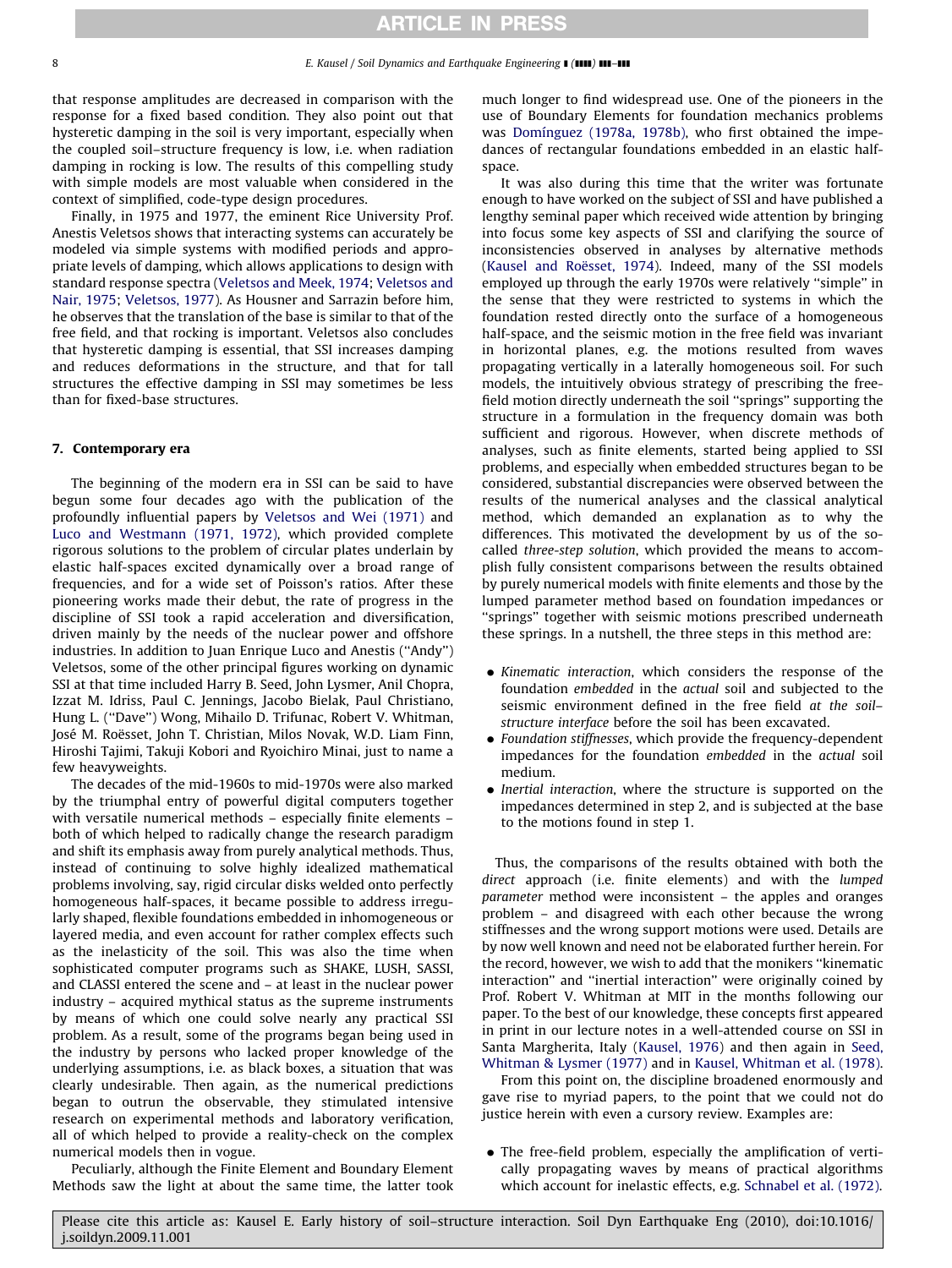that response amplitudes are decreased in comparison with the response for a fixed based condition. They also point out that hysteretic damping in the soil is very important, especially when the coupled soil–structure frequency is low, i.e. when radiation damping in rocking is low. The results of this compelling study with simple models are most valuable when considered in the context of simplified, code-type design procedures.

Finally, in 1975 and 1977, the eminent Rice University Prof. Anestis Veletsos shows that interacting systems can accurately be modeled via simple systems with modified periods and appropriate levels of damping, which allows applications to design with standard response spectra (Veletsos and Meek, 1974; Veletsos and Nair, 1975; Veletsos, 1977). As Housner and Sarrazin before him, he observes that the translation of the base is similar to that of the free field, and that rocking is important. Veletsos also concludes that hysteretic damping is essential, that SSI increases damping and reduces deformations in the structure, and that for tall structures the effective damping in SSI may sometimes be less than for fixed-base structures.

## 7. Contemporary era

The beginning of the modern era in SSI can be said to have begun some four decades ago with the publication of the profoundly influential papers by Veletsos and Wei (1971) and Luco and Westmann (1971, 1972), which provided complete rigorous solutions to the problem of circular plates underlain by elastic half-spaces excited dynamically over a broad range of frequencies, and for a wide set of Poisson's ratios. After these pioneering works made their debut, the rate of progress in the discipline of SSI took a rapid acceleration and diversification, driven mainly by the needs of the nuclear power and offshore industries. In addition to Juan Enrique Luco and Anestis ("Andy") Veletsos, some of the other principal figures working on dynamic SSI at that time included Harry B. Seed, John Lysmer, Anil Chopra, Izzat M. Idriss, Paul C. Jennings, Jacobo Bielak, Paul Christiano, Hung L. ("Dave") Wong, Mihailo D. Trifunac, Robert V. Whitman, José M. Roësset, John T. Christian, Milos Novak, W.D. Liam Finn, Hiroshi Tajimi, Takuji Kobori and Ryoichiro Minai, just to name a few heavyweights.

The decades of the mid-1960s to mid-1970s were also marked by the triumphal entry of powerful digital computers together with versatile numerical methods – especially finite elements – both of which helped to radically change the research paradigm and shift its emphasis away from purely analytical methods. Thus, instead of continuing to solve highly idealized mathematical problems involving, say, rigid circular disks welded onto perfectly homogeneous half-spaces, it became possible to address irregularly shaped, flexible foundations embedded in inhomogeneous or layered media, and even account for rather complex effects such as the inelasticity of the soil. This was also the time when sophisticated computer programs such as SHAKE, LUSH, SASSI, and CLASSI entered the scene and – at least in the nuclear power industry – acquired mythical status as the supreme instruments by means of which one could solve nearly any practical SSI problem. As a result, some of the programs began being used in the industry by persons who lacked proper knowledge of the underlying assumptions, i.e. as black boxes, a situation that was clearly undesirable. Then again, as the numerical predictions began to outrun the observable, they stimulated intensive research on experimental methods and laboratory verification, all of which helped to provide a reality-check on the complex numerical models then in vogue.

Peculiarly, although the Finite Element and Boundary Element Methods saw the light at about the same time, the latter took much longer to find widespread use. One of the pioneers in the use of Boundary Elements for foundation mechanics problems was Domínguez (1978a, 1978b), who first obtained the impedances of rectangular foundations embedded in an elastic half-space.

It was also during this time that the writer was fortunate enough to have worked on the subject of SSI and have published a lengthy seminal paper which received wide attention by bringing into focus some key aspects of SSI and clarifying the source of inconsistencies observed in analyses by alternative methods (Kausel and Roësset, 1974). Indeed, many of the SSI models employed up through the early 1970s were relatively "simple" in the sense that they were restricted to systems in which the foundation rested directly onto the surface of a homogeneous half-space, and the seismic motion in the free field was invariant in horizontal planes, e.g. the motions resulted from waves propagating vertically in a laterally homogeneous soil. For such models, the intuitively obvious strategy of prescribing the free-field motion directly underneath the soil "springs" supporting the structure in a formulation in the frequency domain was both sufficient and rigorous. However, when discrete methods of analyses, such as finite elements, started being applied to SSI problems, and especially when embedded structures began to be considered, substantial discrepancies were observed between the results of the numerical analyses and the classical analytical method, which demanded an explanation as to why the differences. This motivated the development by us of the so-called *three-step solution*, which provided the means to accomplish fully consistent comparisons between the results obtained by purely numerical models with finite elements and those by the lumped parameter method based on foundation impedances or "springs" together with seismic motions prescribed underneath these springs. In a nutshell, the three steps in this method are:

- *Kinematic interaction*, which considers the response of the foundation *embedded* in the *actual* soil and subjected to the seismic environment defined in the free field *at the soil–structure interface* before the soil has been excavated.
- *Foundation stiffnesses*, which provide the frequency-dependent impedances for the foundation *embedded* in the *actual* soil medium.
- *Inertial interaction*, where the structure is supported on the impedances determined in step 2, and is subjected at the base to the motions found in step 1.

Thus, the comparisons of the results obtained with both the *direct* approach (i.e. finite elements) and with the *lumped parameter* method were inconsistent – the apples and oranges problem – and disagreed with each other because the wrong stiffnesses and the wrong support motions were used. Details are by now well known and need not be elaborated further herein. For the record, however, we wish to add that the monikers "kinematic interaction" and "inertial interaction" were originally coined by Prof. Robert V. Whitman at MIT in the months following our paper. To the best of our knowledge, these concepts first appeared in print in our lecture notes in a well-attended course on SSI in Santa Margherita, Italy (Kausel, 1976) and then again in Seed, Whitman & Lysmer (1977) and in Kausel, Whitman et al. (1978).

From this point on, the discipline broadened enormously and gave rise to myriad papers, to the point that we could not do justice herein with even a cursory review. Examples are:

- The free-field problem, especially the amplification of vertically propagating waves by means of practical algorithms which account for inelastic effects, e.g. Schnabel et al. (1972).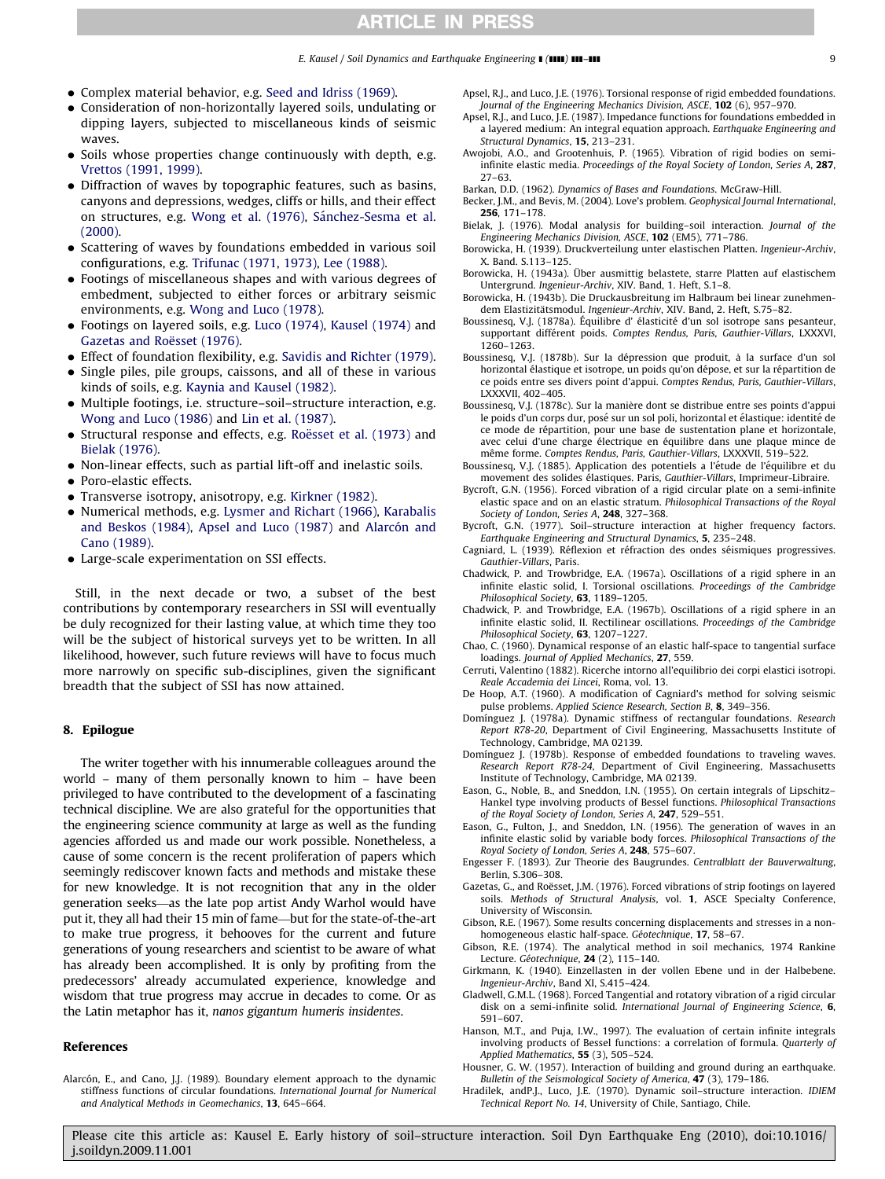- Complex material behavior, e.g. Seed and Idriss (1969).
- Consideration of non-horizontally layered soils, undulating or dipping layers, subjected to miscellaneous kinds of seismic waves.
- Soils whose properties change continuously with depth, e.g. Vrettos (1991, 1999).
- Diffraction of waves by topographic features, such as basins, canyons and depressions, wedges, cliffs or hills, and their effect on structures, e.g. Wong et al. (1976), Sánchez-Sesma et al. (2000).
- Scattering of waves by foundations embedded in various soil configurations, e.g. Trifunac (1971, 1973), Lee (1988).
- Footings of miscellaneous shapes and with various degrees of embedment, subjected to either forces or arbitrary seismic environments, e.g. Wong and Luco (1978).
- Footings on layered soils, e.g. Luco (1974), Kausel (1974) and Gazetas and Roësset (1976).
- Effect of foundation flexibility, e.g. Savidis and Richter (1979).
- Single piles, pile groups, caissons, and all of these in various kinds of soils, e.g. Kaynia and Kausel (1982).
- Multiple footings, i.e. structure–soil–structure interaction, e.g. Wong and Luco (1986) and Lin et al. (1987).
- Structural response and effects, e.g. Roësset et al. (1973) and Bielak (1976).
- Non-linear effects, such as partial lift-off and inelastic soils.
- Poro-elastic effects.
- Transverse isotropy, anisotropy, e.g. Kirkner (1982).
- Numerical methods, e.g. Lysmer and Richart (1966), Karabalis and Beskos (1984), Apsel and Luco (1987) and Alarcón and Cano (1989).
- Large-scale experimentation on SSI effects.

Still, in the next decade or two, a subset of the best contributions by contemporary researchers in SSI will eventually be duly recognized for their lasting value, at which time they too will be the subject of historical surveys yet to be written. In all likelihood, however, such future reviews will have to focus much more narrowly on specific sub-disciplines, given the significant breadth that the subject of SSI has now attained.

## 8. Epilogue

The writer together with his innumerable colleagues around the world – many of them personally known to him – have been privileged to have contributed to the development of a fascinating technical discipline. We are also grateful for the opportunities that the engineering science community at large as well as the funding agencies afforded us and made our work possible. Nonetheless, a cause of some concern is the recent proliferation of papers which seemingly rediscover known facts and methods and mistake these for new knowledge. It is not recognition that any in the older generation seeks—as the late pop artist Andy Warhol would have put it, they all had their 15 min of fame—but for the state-of-the-art to make true progress, it behooves for the current and future generations of young researchers and scientist to be aware of what has already been accomplished. It is only by profiting from the predecessors' already accumulated experience, knowledge and wisdom that true progress may accrue in decades to come. Or as the Latin metaphor has it, *nanos gigantum humeris insidentes*.

## References

Alarcón, E., and Cano, J.J. (1989). Boundary element approach to the dynamic stiffness functions of circular foundations. *International Journal for Numerical and Analytical Methods in Geomechanics*, **13**, 645–664.

Apsel, R.J., and Luco, J.E. (1976). Torsional response of rigid embedded foundations. *Journal of the Engineering Mechanics Division, ASCE*, **102** (6), 957–970.

Apsel, R.J., and Luco, J.E. (1987). Impedance functions for foundations embedded in a layered medium: An integral equation approach. *Earthquake Engineering and Structural Dynamics*, **15**, 213–231.

Awojobi, A.O., and Grootenhuis, P. (1965). Vibration of rigid bodies on semi-infinite elastic media. *Proceedings of the Royal Society of London, Series A*, **287**, 27–63.

Barkan, D.D. (1962). *Dynamics of Bases and Foundations*. McGraw-Hill.

Becker, J.M., and Bevis, M. (2004). Love's problem. *Geophysical Journal International*, **256**, 171–178.

Bielak, J. (1976). Modal analysis for building–soil interaction. *Journal of the Engineering Mechanics Division, ASCE*, **102** (EM5), 771–786.

Borowicka, H. (1939). Druckverteilung unter elastischen Platten. *Ingenieur-Archiv*, X. Band. S.113–125.

Borowicka, H. (1943a). Über ausmittig belastete, starre Platten auf elastischem Untergrund. *Ingenieur-Archiv*, XIV. Band, 1. Heft, S.1–8.

Borowicka, H. (1943b). Die Druckausbreitung im Halbraum bei linear zunehmendem Elastizitätsmodul. *Ingenieur-Archiv*, XIV. Band, 2. Heft, S.75–82.

Boussinesq, V.J. (1878a). Équilibre d' élasticité d'un sol isotrope sans pesanteur, supportant différent poids. *Comptes Rendus, Paris, Gauthier-Villars*, LXXXVI, 1260–1263.

Boussinesq, V.J. (1878b). Sur la dépression que produit, à la surface d'un sol horizontal élastique et isotrope, un poids qu'on dépose, et sur la répartition de ce poids entre ses divers point d'appui. *Comptes Rendus, Paris, Gauthier-Villars*, LXXXVII, 402–405.

Boussinesq, V.J. (1878c). Sur la manière dont se distribue entre ses points d'appui le poids d'un corps dur, posé sur un sol poli, horizontal et élastique: identité de ce mode de répartition, pour une base de sustentation plane et horizontale, avec celui d'une charge électrique en équilibre dans une plaque mince de même forme. *Comptes Rendus, Paris, Gauthier-Villars*, LXXXVII, 519–522.

Boussinesq, V.J. (1885). Application des potentiels a l'étude de l'équilibre et du movement des solides élastiques. Paris, *Gauthier-Villars*, Imprimeur-Libraire.

Bycroft, G.N. (1956). Forced vibration of a rigid circular plate on a semi-infinite elastic space and on an elastic stratum. *Philosophical Transactions of the Royal Society of London, Series A*, **248**, 327–368.

Bycroft, G.N. (1977). Soil–structure interaction at higher frequency factors. *Earthquake Engineering and Structural Dynamics*, **5**, 235–248.

Cagniard, L. (1939). Réflexion et réfraction des ondes séismiques progressives. *Gauthier-Villars*, Paris.

Chadwick, P. and Trowbridge, E.A. (1967a). Oscillations of a rigid sphere in an infinite elastic solid, I. Torsional oscillations. *Proceedings of the Cambridge Philosophical Society*, **63**, 1189–1205.

Chadwick, P. and Trowbridge, E.A. (1967b). Oscillations of a rigid sphere in an infinite elastic solid, II. Rectilinear oscillations. *Proceedings of the Cambridge Philosophical Society*, **63**, 1207–1227.

Chao, C. (1960). Dynamical response of an elastic half-space to tangential surface loadings. *Journal of Applied Mechanics*, **27**, 559.

Cerruti, Valentino (1882). Ricerche intorno all'equilibrio dei corpi elastici isotropi. *Reale Accademia dei Lincei*, Roma, vol. 13.

De Hoop, A.T. (1960). A modification of Cagniard's method for solving seismic pulse problems. *Applied Science Research, Section B*, **8**, 349–356.

Domínguez J. (1978a). Dynamic stiffness of rectangular foundations. *Research Report R78-20*, Department of Civil Engineering, Massachusetts Institute of Technology, Cambridge, MA 02139.

Domínguez J. (1978b). Response of embedded foundations to traveling waves. *Research Report R78-24*, Department of Civil Engineering, Massachusetts Institute of Technology, Cambridge, MA 02139.

Eason, G., Noble, B., and Sneddon, I.N. (1955). On certain integrals of Lipschitz–Hankel type involving products of Bessel functions. *Philosophical Transactions of the Royal Society of London, Series A*, **247**, 529–551.

Eason, G., Fulton, J., and Sneddon, I.N. (1956). The generation of waves in an infinite elastic solid by variable body forces. *Philosophical Transactions of the Royal Society of London, Series A*, **248**, 575–607.

Engesser F. (1893). Zur Theorie des Baugrundes. *Centralblatt der Bauverwaltung*, Berlin, S.306–308.

Gazetas, G., and Roësset, J.M. (1976). Forced vibrations of strip footings on layered soils. *Methods of Structural Analysis*, vol. **1**, ASCE Specialty Conference, University of Wisconsin.

Gibson, R.E. (1967). Some results concerning displacements and stresses in a non-homogeneous elastic half-space. *Géotechnique*, **17**, 58–67.

Gibson, R.E. (1974). The analytical method in soil mechanics, 1974 Rankine Lecture. *Géotechnique*, **24** (2), 115–140.

Girkmann, K. (1940). Einzellasten in der vollen Ebene und in der Halbebene. *Ingenieur-Archiv*, Band XI, S.415–424.

Gladwell, G.M.L. (1968). Forced Tangential and rotatory vibration of a rigid circular disk on a semi-infinite solid. *International Journal of Engineering Science*, **6**, 591–607.

Hanson, M.T., and Puja, I.W., 1997). The evaluation of certain infinite integrals involving products of Bessel functions: a correlation of formula. *Quarterly of Applied Mathematics*, **55** (3), 505–524.

Housner, G. W. (1957). Interaction of building and ground during an earthquake. *Bulletin of the Seismological Society of America*, **47** (3), 179–186.

Hradilek, andP.J., Luco, J.E. (1970). Dynamic soil–structure interaction. *IDIEM Technical Report No. 14*, University of Chile, Santiago, Chile.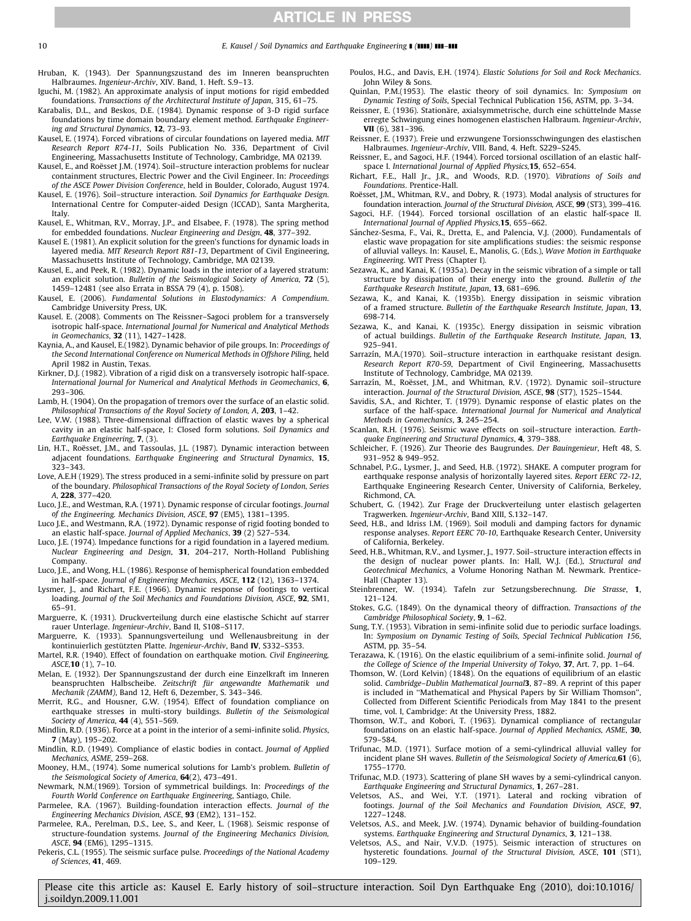Hruban, K. (1943). Der Spannungszustand des im Inneren beanspruchten Halbraumes. *Ingenieur-Archiv*, XIV. Band, 1. Heft. S.9–13.

Iguchi, M. (1982). An approximate analysis of input motions for rigid embedded foundations. *Transactions of the Architectural Institute of Japan*, 315, 61–75.

Karabalis, D.L., and Beskos, D.E. (1984). Dynamic response of 3-D rigid surface foundations by time domain boundary element method. *Earthquake Engineering and Structural Dynamics*, **12**, 73–93.

Kausel, E. (1974). Forced vibrations of circular foundations on layered media. *MIT Research Report R74-11*, Soils Publication No. 336, Department of Civil Engineering, Massachusetts Institute of Technology, Cambridge, MA 02139.

Kausel, E., and Roësset J.M. (1974). Soil–structure interaction problems for nuclear containment structures, Electric Power and the Civil Engineer. In: *Proceedings of the ASCE Power Division Conference*, held in Boulder, Colorado, August 1974.

Kausel, E. (1976). Soil–structure interaction. *Soil Dynamics for Earthquake Design.* International Centre for Computer-aided Design (ICCAD), Santa Margherita, Italy.

Kausel, E., Whitman, R.V., Morray, J.P., and Elsabee, F. (1978). The spring method for embedded foundations. *Nuclear Engineering and Design*, **48**, 377–392.

Kausel E. (1981). An explicit solution for the green's functions for dynamic loads in layered media. *MIT Research Report R81-13*, Department of Civil Engineering, Massachusetts Institute of Technology, Cambridge, MA 02139.

Kausel, E., and Peek, R. (1982). Dynamic loads in the interior of a layered stratum: an explicit solution. *Bulletin of the Seismological Society of America*, **72** (5), 1459–12481 (see also Errata in BSSA 79 (4), p. 1508).

Kausel, E. (2006). *Fundamental Solutions in Elastodynamics: A Compendium*. Cambridge University Press, UK.

Kausel. E. (2008). Comments on The Reissner–Sagoci problem for a transversely isotropic half-space. *International Journal for Numerical and Analytical Methods in Geomechanics*, **32** (11), 1427–1428.

Kaynia, A., and Kausel, E.(1982). Dynamic behavior of pile groups. In: *Proceedings of the Second International Conference on Numerical Methods in Offshore Piling*, held April 1982 in Austin, Texas.

Kirkner, D.J. (1982). Vibration of a rigid disk on a transversely isotropic half-space. *International Journal for Numerical and Analytical Methods in Geomechanics*, **6**, 293–306.

Lamb, H. (1904). On the propagation of tremors over the surface of an elastic solid. *Philosophical Transactions of the Royal Society of London, A*, **203**, 1–42.

Lee, V.W. (1988). Three-dimensional diffraction of elastic waves by a spherical cavity in an elastic half-space, I: Closed form solutions. *Soil Dynamics and Earthquake Engineering*, **7**, (3).

Lin, H.T., Roësset, J.M., and Tassoulas, J.L. (1987). Dynamic interaction between adjacent foundations. *Earthquake Engineering and Structural Dynamics*, **15**, 323–343.

Love, A.E.H (1929). The stress produced in a semi-infinite solid by pressure on part of the boundary. *Philosophical Transactions of the Royal Society of London, Series A*, **228**, 377–420.

Luco, J.E., and Westman, R.A. (1971). Dynamic response of circular footings. *Journal of the Engineering. Mechanics Division, ASCE*, **97** (EM5), 1381–1395.

Luco J.E., and Westmann, R.A. (1972). Dynamic response of rigid footing bonded to an elastic half-space. *Journal of Applied Mechanics*, **39** (2) 527–534.

Luco, J.E. (1974). Impedance functions for a rigid foundation in a layered medium. *Nuclear Engineering and Design*, **31**, 204–217, North-Holland Publishing Company.

Luco, J.E., and Wong, H.L. (1986). Response of hemispherical foundation embedded in half-space. *Journal of Engineering Mechanics, ASCE*, **112** (12), 1363–1374.

Lysmer, J., and Richart, F.E. (1966). Dynamic response of footings to vertical loading. *Journal of the Soil Mechanics and Foundations Division, ASCE*, **92**, SM1, 65–91.

Marguerre, K. (1931). Druckverteilung durch eine elastische Schicht auf starrer rauer Unterlage. *Ingenieur-Archiv*, Band II, S108–S117.

Marguerre, K. (1933). Spannungsverteilung und Wellenausbreitung in der kontinuierlich gestützten Platte. *Ingenieur-Archiv*, Band **IV**, S332–S353.

Martel, R.R. (1940). Effect of foundation on earthquake motion. *Civil Engineering, ASCE*,**10** (1), 7–10.

Melan, E. (1932). Der Spannungszustand der durch eine Einzelkraft im Inneren beanspruchten Halbscheibe. *Zeitschrift für angewandte Mathematik und Mechanik (ZAMM)*, Band 12, Heft 6, Dezember, S. 343–346.

Merrit, R.G., and Housner, G.W. (1954). Effect of foundation compliance on earthquake stresses in multi-story buildings. *Bulletin of the Seismological Society of America*, **44** (4), 551–569.

Mindlin, R.D. (1936). Force at a point in the interior of a semi-infinite solid. *Physics*, **7** (May), 195–202.

Mindlin, R.D. (1949). Compliance of elastic bodies in contact. *Journal of Applied Mechanics, ASME*, 259–268.

Mooney, H.M., (1974). Some numerical solutions for Lamb's problem. *Bulletin of the Seismological Society of America*, **64**(2), 473–491.

Newmark, N.M.(1969). Torsion of symmetrical buildings. In: *Proceedings of the Fourth World Conference on Earthquake Engineering*, Santiago, Chile.

Parmelee, R.A. (1967). Building-foundation interaction effects. *Journal of the Engineering Mechanics Division, ASCE*, **93** (EM2), 131–152.

Parmelee, R.A., Perelman, D.S., Lee, S., and Keer, L. (1968). Seismic response of structure-foundation systems. *Journal of the Engineering Mechanics Division, ASCE*, **94** (EM6), 1295–1315.

Pekeris, C.L. (1955). The seismic surface pulse. *Proceedings of the National Academy of Sciences*, **41**, 469.

Poulos, H.G., and Davis, E.H. (1974). *Elastic Solutions for Soil and Rock Mechanics*. John Wiley & Sons.

Quinlan, P.M.(1953). The elastic theory of soil dynamics. In: *Symposium on Dynamic Testing of Soils*, Special Technical Publication 156, ASTM, pp. 3–34.

Reissner, E. (1936). Stationäre, axialsymmetrische, durch eine schüttelnde Masse erregte Schwingung eines homogenen elastischen Halbraum. *Ingenieur-Archiv*, **VII** (6), 381–396.

Reissner, E. (1937). Freie und erzwungene Torsionsschwingungen des elastischen Halbraumes. *Ingenieur-Archiv*, VIII. Band, 4. Heft. S229–S245.

Reissner, E., and Sagoci, H.F. (1944). Forced torsional oscillation of an elastic half-space I. *International Journal of Applied Physics*,**15**, 652–654.

Richart, F.E., Hall Jr., J.R., and Woods, R.D. (1970). *Vibrations of Soils and Foundations*. Prentice-Hall.

Roësset, J.M., Whitman, R.V., and Dobry, R. (1973). Modal analysis of structures for foundation interaction. *Journal of the Structural Division, ASCE*, **99** (ST3), 399–416.

Sagoci, H.F. (1944). Forced torsional oscillation of an elastic half-space II. *International Journal of Applied Physics*,**15**, 655–662.

Sánchez-Sesma, F., Vai, R., Dretta, E., and Palencia, V.J. (2000). Fundamentals of elastic wave propagation for site amplifications studies: the seismic response of alluvial valleys. In: Kausel, E., Manolis, G. (Eds.), *Wave Motion in Earthquake Engineering*. WIT Press (Chapter I).

Sezawa, K., and Kanai, K. (1935a). Decay in the seismic vibration of a simple or tall structure by dissipation of their energy into the ground. *Bulletin of the Earthquake Research Institute, Japan*, **13**, 681–696.

Sezawa, K., and Kanai, K. (1935b). Energy dissipation in seismic vibration of a framed structure. *Bulletin of the Earthquake Research Institute, Japan*, **13**, 698-714.

Sezawa, K., and Kanai, K. (1935c). Energy dissipation in seismic vibration of actual buildings. *Bulletin of the Earthquake Research Institute, Japan*, **13**, 925–941.

Sarrazín, M.A.(1970). Soil–structure interaction in earthquake resistant design. *Research Report R70-59*, Department of Civil Engineering, Massachusetts Institute of Technology, Cambridge, MA 02139.

Sarrazín, M., Roësset, J.M., and Whitman, R.V (1972). Dynamic soil–structure interaction. *Journal of the Structural Division, ASCE*, **98** (ST7), 1525–1544.

Savidis, S.A., and Richter, T. (1979). Dynamic response of elastic plates on the surface of the half-space. *International Journal for Numerical and Analytical Methods in Geomechanics*, **3**, 245–254.

Scanlan, R.H. (1976). Seismic wave effects on soil–structure interaction. *Earthquake Engineering and Structural Dynamics*, **4**, 379–388.

Schleicher, F. (1926). Zur Theorie des Baugrundes. *Der Bauingenieur*, Heft 48, S. 931–952 & 949–952.

Schnabel, P.G., Lysmer, J., and Seed, H.B. (1972). SHAKE. A computer program for earthquake response analysis of horizontally layered sites. *Report EERC 72-12*, Earthquake Engineering Research Center, University of California, Berkeley, Richmond, CA.

Schubert, G. (1942). Zur Frage der Druckverteilung unter elastisch gelagerten Tragwerken. *Ingenieur-Archiv*, Band XIII, S.132–147.

Seed, H.B., and Idriss I.M. (1969). Soil moduli and damping factors for dynamic response analyses. *Report EERC 70-10*, Earthquake Research Center, University of California, Berkeley.

Seed, H.B., Whitman, R.V., and Lysmer, J., 1977. Soil–structure interaction effects in the design of nuclear power plants. In: Hall, W.J. (Ed.), *Structural and Geotechnical Mechanics*, a Volume Honoring Nathan M. Newmark. Prentice-Hall (Chapter 13).

Steinbrenner, W. (1934). Tafeln zur Setzungsberechnung. *Die Strasse*, **1**, 121–124.

Stokes, G.G. (1849). On the dynamical theory of diffraction. *Transactions of the Cambridge Philosophical Society*, **9**, 1–62.

Sung, T.Y. (1953). Vibration in semi-infinite solid due to periodic surface loadings. In: *Symposium on Dynamic Testing of Soils, Special Technical Publication 156*, ASTM, pp. 35–54.

Terazawa, K. (1916). On the elastic equilibrium of a semi-infinite solid. *Journal of the College of Science of the Imperial University of Tokyo*, **37**, Art. 7, pp. 1–64.

Thomson, W. (Lord Kelvin) (1848). On the equations of equilibrium of an elastic solid. *Cambridge–Dublin Mathematical Journal***3**, 87–89. A reprint of this paper is included in "Mathematical and Physical Papers by Sir William Thomson", Collected from Different Scientific Periodicals from May 1841 to the present time, vol. I, Cambridge: At the University Press, 1882.

Thomson, W.T., and Kobori, T. (1963). Dynamical compliance of rectangular foundations on an elastic half-space. *Journal of Applied Mechanics, ASME*, **30**, 579–584.

Trifunac, M.D. (1971). Surface motion of a semi-cylindrical alluvial valley for incident plane SH waves. *Bulletin of the Seismological Society of America*,**61** (6), 1755–1770.

Trifunac, M.D. (1973). Scattering of plane SH waves by a semi-cylindrical canyon. *Earthquake Engineering and Structural Dynamics*, **1**, 267–281.

Veletsos, A.S., and Wei, Y.T. (1971). Lateral and rocking vibration of footings. *Journal of the Soil Mechanics and Foundation Division, ASCE*, **97**, 1227–1248.

Veletsos, A.S., and Meek, J.W. (1974). Dynamic behavior of building-foundation systems. *Earthquake Engineering and Structural Dynamics*, **3**, 121–138.

Veletsos, A.S., and Nair, V.V.D. (1975). Seismic interaction of structures on hysteretic foundations. *Journal of the Structural Division, ASCE*, **101** (ST1), 109–129.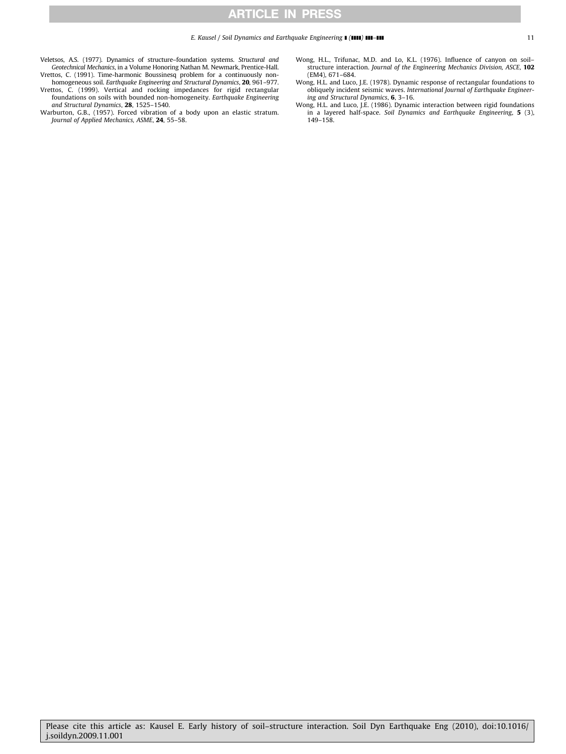Veletsos, A.S. (1977). Dynamics of structure–foundation systems. *Structural and Geotechnical Mechanics*, in a Volume Honoring Nathan M. Newmark, Prentice-Hall.

Vrettos, C. (1991). Time-harmonic Boussinesq problem for a continuously non-homogeneous soil. *Earthquake Engineering and Structural Dynamics*, **20**, 961–977.

Vrettos, C. (1999). Vertical and rocking impedances for rigid rectangular foundations on soils with bounded non-homogeneity. *Earthquake Engineering and Structural Dynamics*, **28**, 1525–1540.

Warburton, G.B., (1957). Forced vibration of a body upon an elastic stratum. *Journal of Applied Mechanics, ASME*, **24**, 55–58.

Wong, H.L., Trifunac, M.D. and Lo, K.L. (1976). Influence of canyon on soil–structure interaction. *Journal of the Engineering Mechanics Division, ASCE*, **102** (EM4), 671–684.

Wong, H.L. and Luco, J.E. (1978). Dynamic response of rectangular foundations to obliquely incident seismic waves. *International Journal of Earthquake Engineering and Structural Dynamics*, **6**, 3–16.

Wong, H.L. and Luco, J.E. (1986). Dynamic interaction between rigid foundations in a layered half-space. *Soil Dynamics and Earthquake Engineering*, **5** (3), 149–158.

Please cite this article as: Kausel E. Early history of soil–structure interaction. Soil Dyn Earthquake Eng (2010), doi:10.1016/j.soildyn.2009.11.001